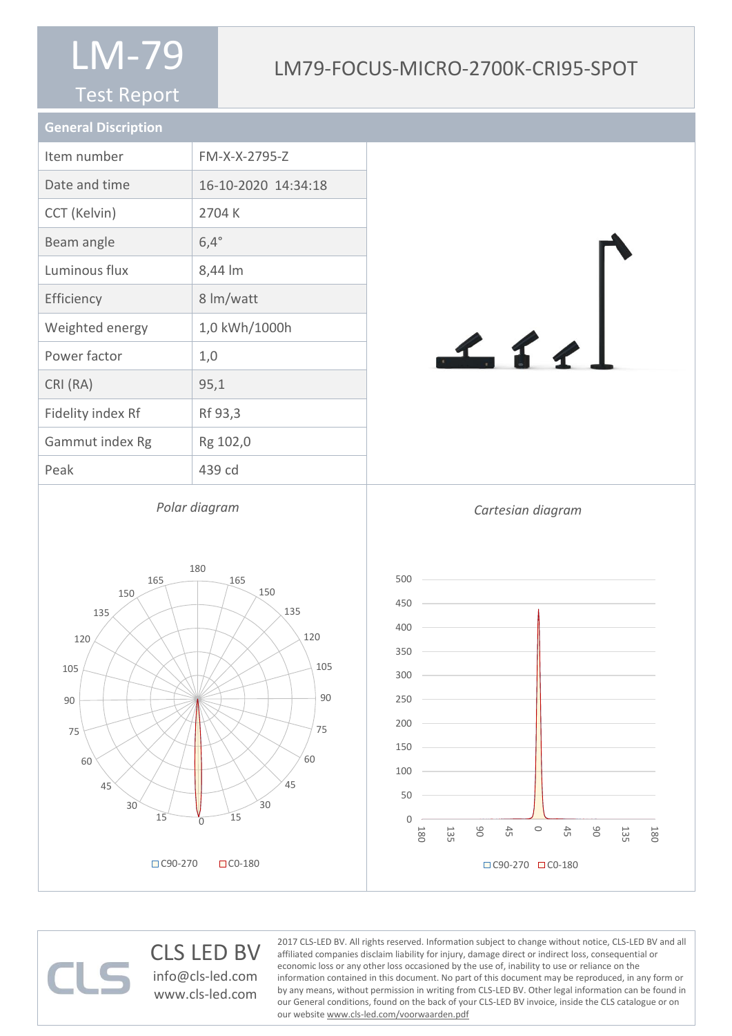# LM-79

## Test Report

## LM79-FOCUS-MICRO-2700K-CRI95-SPOT

### General Discription

| | |
|---|---|
| Item number | FM-X-X-2795-Z |
| Date and time | 16-10-2020 14:34:18 |
| CCT (Kelvin) | 2704 K |
| Beam angle | 6,4° |
| Luminous flux | 8,44 lm |
| Efficiency | 8 lm/watt |
| Weighted energy | 1,0 kWh/1000h |
| Power factor | 1,0 |
| CRI (RA) | 95,1 |
| Fidelity index Rf | Rf 93,3 |
| Gammut index Rg | Rg 102,0 |
| Peak | 439 cd |

*Polar diagram*

□ C90-270 □ C0-180

*Cartesian diagram*

□ C90-270 □ C0-180

CLS LED BV
info@cls-led.com
www.cls-led.com

2017 CLS-LED BV. All rights reserved. Information subject to change without notice, CLS-LED BV and all affiliated companies disclaim liability for injury, damage direct or indirect loss, consequential or economic loss or any other loss occasioned by the use of, inability to use or reliance on the information contained in this document. No part of this document may be reproduced, in any form or by any means, without permission in writing from CLS-LED BV. Other legal information can be found in our General conditions, found on the back of your CLS-LED BV invoice, inside the CLS catalogue or on our website www.cls-led.com/voorwaarden.pdf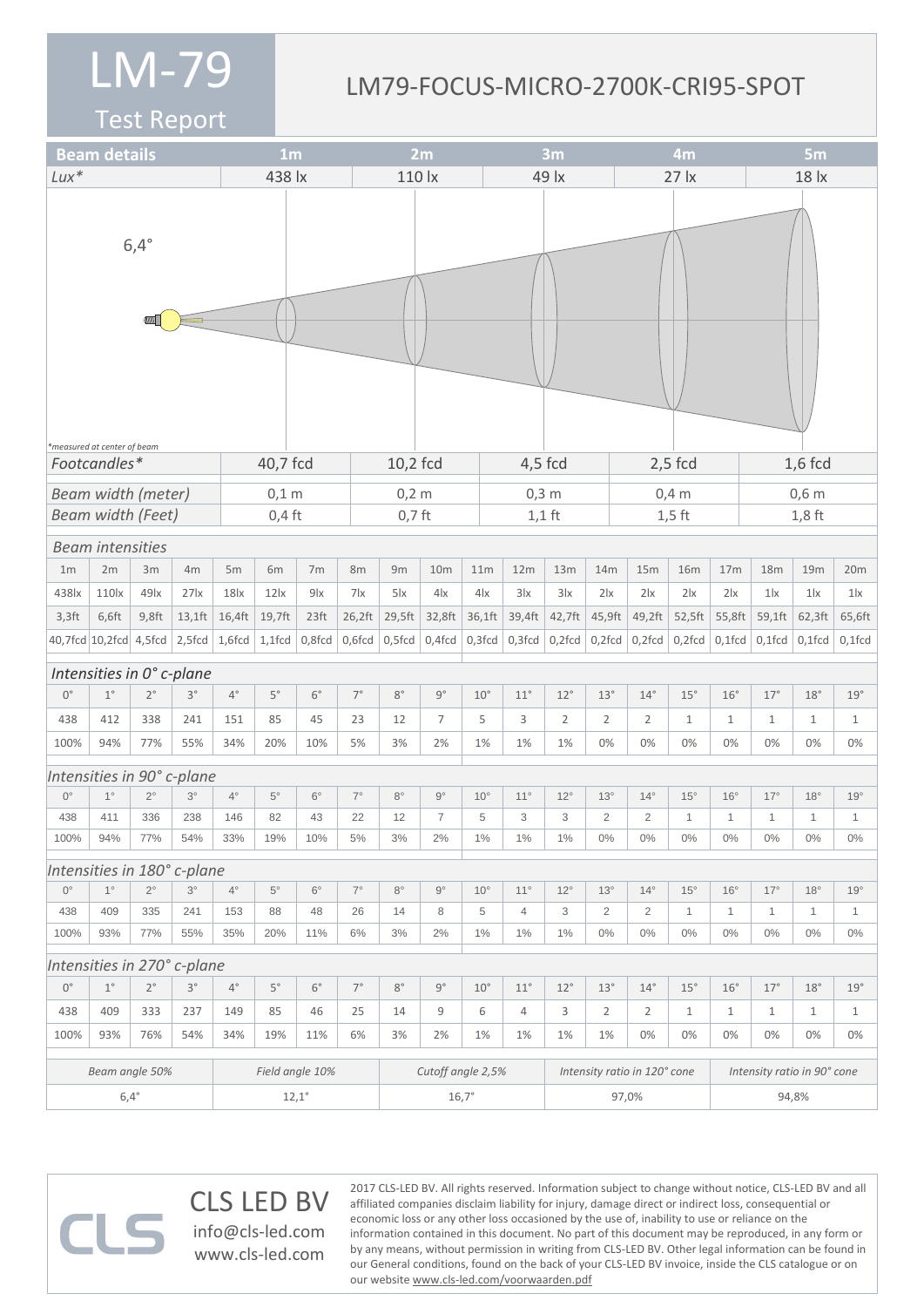# LM-79

Test Report

## LM79-FOCUS-MICRO-2700K-CRI95-SPOT

| Beam details | 1m | 2m | 3m | 4m | 5m |
|---|---|---|---|---|---|
| *Lux** | 438 lx | 110 lx | 49 lx | 27 lx | 18 lx |

6,4°

*measured at center of beam

| | | | | | |
|---|---|---|---|---|---|
| *Footcandles** | 40,7 fcd | 10,2 fcd | 4,5 fcd | 2,5 fcd | 1,6 fcd |
| *Beam width (meter)* | 0,1 m | 0,2 m | 0,3 m | 0,4 m | 0,6 m |
| *Beam width (Feet)* | 0,4 ft | 0,7 ft | 1,1 ft | 1,5 ft | 1,8 ft |

### *Beam intensities*

| 1m | 2m | 3m | 4m | 5m | 6m | 7m | 8m | 9m | 10m | 11m | 12m | 13m | 14m | 15m | 16m | 17m | 18m | 19m | 20m |
|---|---|---|---|---|---|---|---|---|---|---|---|---|---|---|---|---|---|---|---|
| 438lx | 110lx | 49lx | 27lx | 18lx | 12lx | 9lx | 7lx | 5lx | 4lx | 4lx | 3lx | 3lx | 2lx | 2lx | 2lx | 2lx | 1lx | 1lx | 1lx |
| 3,3ft | 6,6ft | 9,8ft | 13,1ft | 16,4ft | 19,7ft | 23ft | 26,2ft | 29,5ft | 32,8ft | 36,1ft | 39,4ft | 42,7ft | 45,9ft | 49,2ft | 52,5ft | 55,8ft | 59,1ft | 62,3ft | 65,6ft |
| 40,7fcd | 10,2fcd | 4,5fcd | 2,5fcd | 1,6fcd | 1,1fcd | 0,8fcd | 0,6fcd | 0,5fcd | 0,4fcd | 0,3fcd | 0,3fcd | 0,2fcd | 0,2fcd | 0,2fcd | 0,2fcd | 0,1fcd | 0,1fcd | 0,1fcd | 0,1fcd |

### *Intensities in 0° c-plane*

| 0° | 1° | 2° | 3° | 4° | 5° | 6° | 7° | 8° | 9° | 10° | 11° | 12° | 13° | 14° | 15° | 16° | 17° | 18° | 19° |
|---|---|---|---|---|---|---|---|---|---|---|---|---|---|---|---|---|---|---|---|
| 438 | 412 | 338 | 241 | 151 | 85 | 45 | 23 | 12 | 7 | 5 | 3 | 2 | 2 | 2 | 1 | 1 | 1 | 1 | 1 |
| 100% | 94% | 77% | 55% | 34% | 20% | 10% | 5% | 3% | 2% | 1% | 1% | 1% | 0% | 0% | 0% | 0% | 0% | 0% | 0% |

### *Intensities in 90° c-plane*

| 0° | 1° | 2° | 3° | 4° | 5° | 6° | 7° | 8° | 9° | 10° | 11° | 12° | 13° | 14° | 15° | 16° | 17° | 18° | 19° |
|---|---|---|---|---|---|---|---|---|---|---|---|---|---|---|---|---|---|---|---|
| 438 | 411 | 336 | 238 | 146 | 82 | 43 | 22 | 12 | 7 | 5 | 3 | 3 | 2 | 2 | 1 | 1 | 1 | 1 | 1 |
| 100% | 94% | 77% | 54% | 33% | 19% | 10% | 5% | 3% | 2% | 1% | 1% | 1% | 0% | 0% | 0% | 0% | 0% | 0% | 0% |

### *Intensities in 180° c-plane*

| 0° | 1° | 2° | 3° | 4° | 5° | 6° | 7° | 8° | 9° | 10° | 11° | 12° | 13° | 14° | 15° | 16° | 17° | 18° | 19° |
|---|---|---|---|---|---|---|---|---|---|---|---|---|---|---|---|---|---|---|---|
| 438 | 409 | 335 | 241 | 153 | 88 | 48 | 26 | 14 | 8 | 5 | 4 | 3 | 2 | 2 | 1 | 1 | 1 | 1 | 1 |
| 100% | 93% | 77% | 55% | 35% | 20% | 11% | 6% | 3% | 2% | 1% | 1% | 1% | 0% | 0% | 0% | 0% | 0% | 0% | 0% |

### *Intensities in 270° c-plane*

| 0° | 1° | 2° | 3° | 4° | 5° | 6° | 7° | 8° | 9° | 10° | 11° | 12° | 13° | 14° | 15° | 16° | 17° | 18° | 19° |
|---|---|---|---|---|---|---|---|---|---|---|---|---|---|---|---|---|---|---|---|
| 438 | 409 | 333 | 237 | 149 | 85 | 46 | 25 | 14 | 9 | 6 | 4 | 3 | 2 | 2 | 1 | 1 | 1 | 1 | 1 |
| 100% | 93% | 76% | 54% | 34% | 19% | 11% | 6% | 3% | 2% | 1% | 1% | 1% | 1% | 0% | 0% | 0% | 0% | 0% | 0% |

| *Beam angle 50%* | *Field angle 10%* | *Cutoff angle 2,5%* | *Intensity ratio in 120° cone* | *Intensity ratio in 90° cone* |
|---|---|---|---|---|
| 6,4° | 12,1° | 16,7° | 97,0% | 94,8% |

CLS LED BV
info@cls-led.com
www.cls-led.com

2017 CLS-LED BV. All rights reserved. Information subject to change without notice, CLS-LED BV and all affiliated companies disclaim liability for injury, damage direct or indirect loss, consequential or economic loss or any other loss occasioned by the use of, inability to use or reliance on the information contained in this document. No part of this document may be reproduced, in any form or by any means, without permission in writing from CLS-LED BV. Other legal information can be found in our General conditions, found on the back of your CLS-LED BV invoice, inside the CLS catalogue or on our website www.cls-led.com/voorwaarden.pdf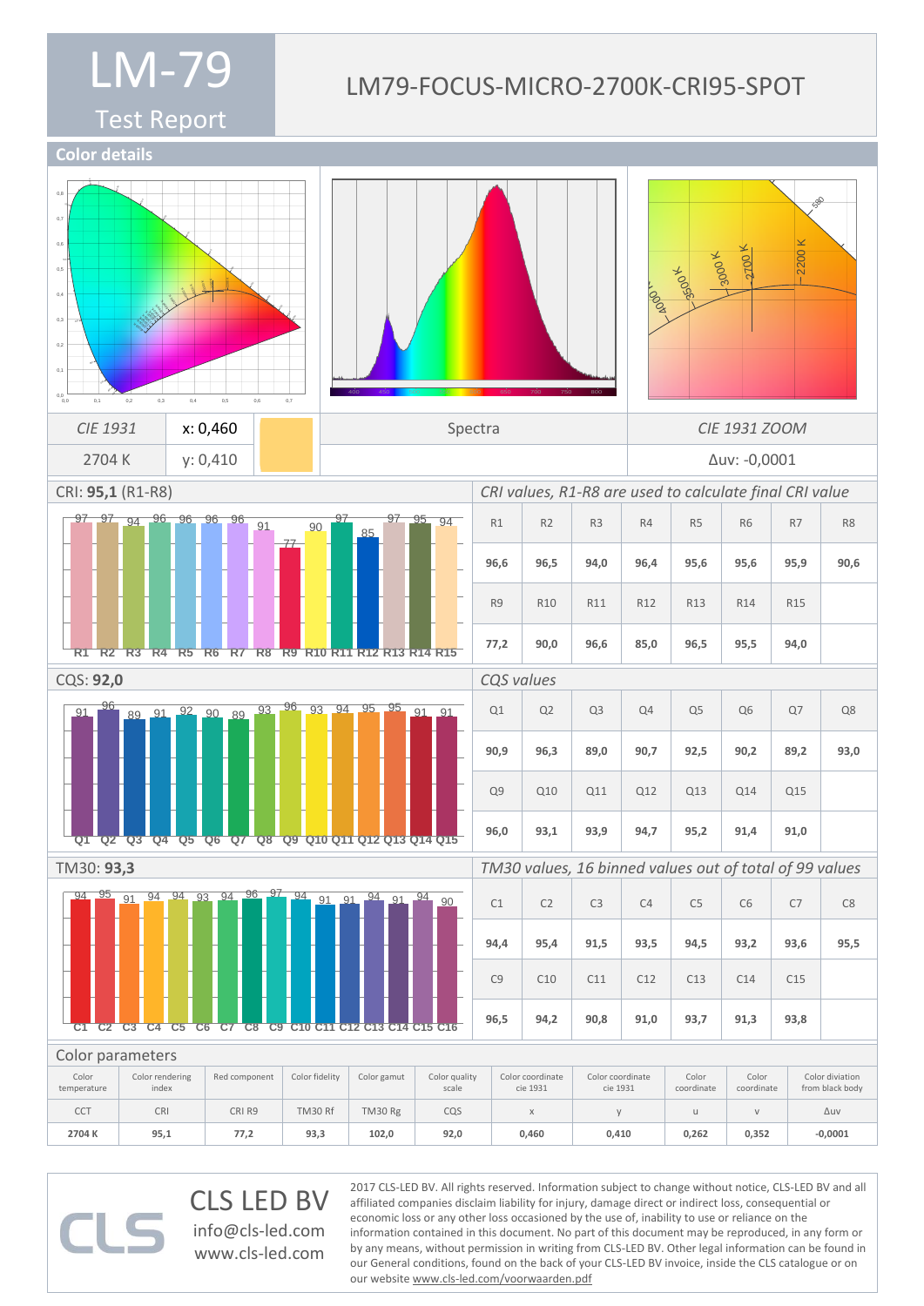# LM-79

## Test Report

LM79-FOCUS-MICRO-2700K-CRI95-SPOT

## Color details

| CIE 1931 | x: 0,460 | | Spectra | CIE 1931 ZOOM |
|---|---|---|---|---|
| 2704 K | y: 0,410 | | | Δuv: -0,0001 |

**CRI: 95,1** (R1-R8)

*CRI values, R1-R8 are used to calculate final CRI value*

| R1 | R2 | R3 | R4 | R5 | R6 | R7 | R8 |
|---|---|---|---|---|---|---|---|
| 96,6 | 96,5 | 94,0 | 96,4 | 95,6 | 95,6 | 95,9 | 90,6 |
| R9 | R10 | R11 | R12 | R13 | R14 | R15 | |
| 77,2 | 90,0 | 96,6 | 85,0 | 96,5 | 95,5 | 94,0 | |

**CQS: 92,0**

*CQS values*

| Q1 | Q2 | Q3 | Q4 | Q5 | Q6 | Q7 | Q8 |
|---|---|---|---|---|---|---|---|
| 90,9 | 96,3 | 89,0 | 90,7 | 92,5 | 90,2 | 89,2 | 93,0 |
| Q9 | Q10 | Q11 | Q12 | Q13 | Q14 | Q15 | |
| 96,0 | 93,1 | 93,9 | 94,7 | 95,2 | 91,4 | 91,0 | |

**TM30: 93,3**

*TM30 values, 16 binned values out of total of 99 values*

| C1 | C2 | C3 | C4 | C5 | C6 | C7 | C8 |
|---|---|---|---|---|---|---|---|
| 94,4 | 95,4 | 91,5 | 93,5 | 94,5 | 93,2 | 93,6 | 95,5 |
| C9 | C10 | C11 | C12 | C13 | C14 | C15 | |
| 96,5 | 94,2 | 90,8 | 91,0 | 93,7 | 91,3 | 93,8 | |

## Color parameters

| Color temperature | Color rendering index | Red component | Color fidelity | Color gamut | Color quality scale | Color coordinate cie 1931 | Color coordinate cie 1931 | Color coordinate | Color coordinate | Color diviation from black body |
|---|---|---|---|---|---|---|---|---|---|---|
| CCT | CRI | CRI R9 | TM30 Rf | TM30 Rg | CQS | x | y | u | v | Δuv |
| **2704 K** | **95,1** | **77,2** | **93,3** | **102,0** | **92,0** | **0,460** | **0,410** | **0,262** | **0,352** | **-0,0001** |

CLS LED BV
info@cls-led.com
www.cls-led.com

2017 CLS-LED BV. All rights reserved. Information subject to change without notice, CLS-LED BV and all affiliated companies disclaim liability for injury, damage direct or indirect loss, consequential or economic loss or any other loss occasioned by the use of, inability to use or reliance on the information contained in this document. No part of this document may be reproduced, in any form or by any means, without permission in writing from CLS-LED BV. Other legal information can be found in our General conditions, found on the back of your CLS-LED BV invoice, inside the CLS catalogue or on our website www.cls-led.com/voorwaarden.pdf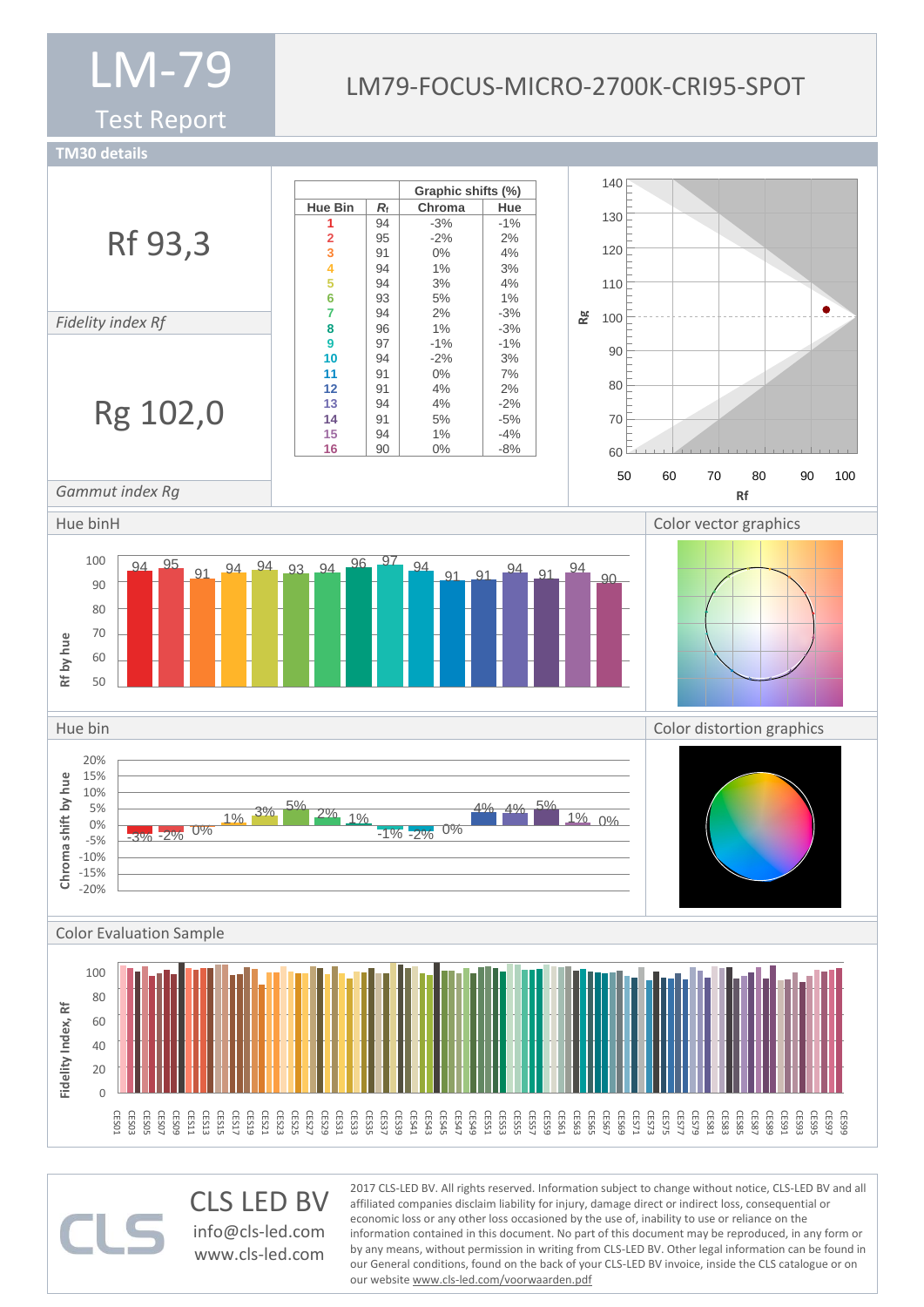# LM-79

## Test Report

LM79-FOCUS-MICRO-2700K-CRI95-SPOT

### TM30 details

**Rf 93,3**

*Fidelity index Rf*

**Rg 102,0**

*Gammut index Rg*

| Hue Bin | $R_f$ | Graphic shifts (%) Chroma | Hue |
|---|---|---|---|
| 1 | 94 | -3% | -1% |
| 2 | 95 | -2% | 2% |
| 3 | 91 | 0% | 4% |
| 4 | 94 | 1% | 3% |
| 5 | 94 | 3% | 4% |
| 6 | 93 | 5% | 1% |
| 7 | 94 | 2% | -3% |
| 8 | 96 | 1% | -3% |
| 9 | 97 | -1% | -1% |
| 10 | 94 | -2% | 3% |
| 11 | 91 | 0% | 7% |
| 12 | 91 | 4% | 2% |
| 13 | 94 | 4% | -2% |
| 14 | 91 | 5% | -5% |
| 15 | 94 | 1% | -4% |
| 16 | 90 | 0% | -8% |

### Hue binH

### Color vector graphics

### Hue bin

### Color distortion graphics

### Color Evaluation Sample

**CLS LED BV**
info@cls-led.com
www.cls-led.com

2017 CLS-LED BV. All rights reserved. Information subject to change without notice, CLS-LED BV and all affiliated companies disclaim liability for injury, damage direct or indirect loss, consequential or economic loss or any other loss occasioned by the use of, inability to use or reliance on the information contained in this document. No part of this document may be reproduced, in any form or by any means, without permission in writing from CLS-LED BV. Other legal information can be found in our General conditions, found on the back of your CLS-LED BV invoice, inside the CLS catalogue or on our website www.cls-led.com/voorwaarden.pdf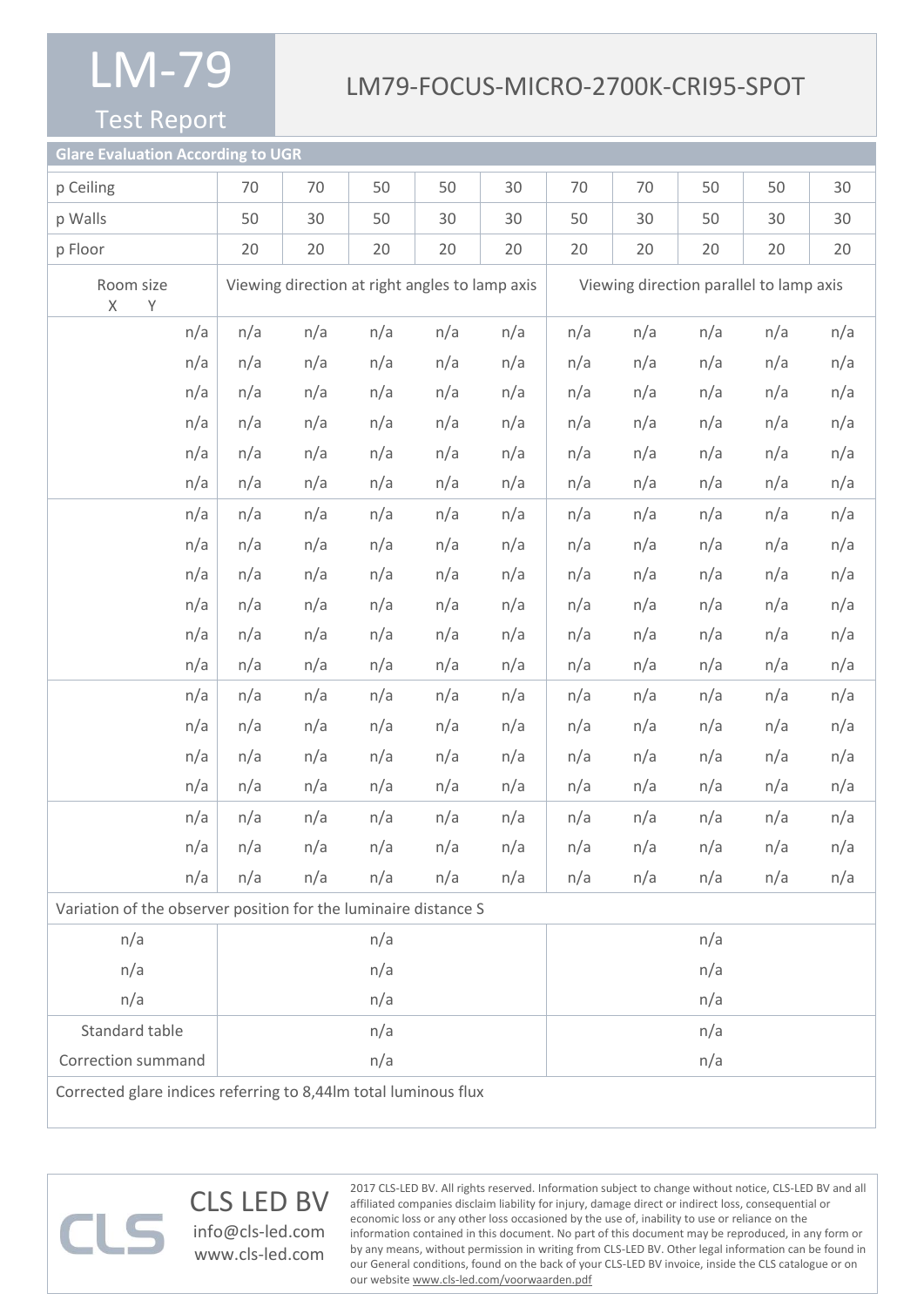# LM-79 Test Report

## LM79-FOCUS-MICRO-2700K-CRI95-SPOT

**Glare Evaluation According to UGR**

| p Ceiling | 70 | 70 | 50 | 50 | 30 | 70 | 70 | 50 | 50 | 30 |
|---|---|---|---|---|---|---|---|---|---|---|
| p Walls | 50 | 30 | 50 | 30 | 30 | 50 | 30 | 50 | 30 | 30 |
| p Floor | 20 | 20 | 20 | 20 | 20 | 20 | 20 | 20 | 20 | 20 |
| Room size X Y | Viewing direction at right angles to lamp axis | | | | | Viewing direction parallel to lamp axis | | | | |
| n/a | n/a | n/a | n/a | n/a | n/a | n/a | n/a | n/a | n/a | n/a |
| n/a | n/a | n/a | n/a | n/a | n/a | n/a | n/a | n/a | n/a | n/a |
| n/a | n/a | n/a | n/a | n/a | n/a | n/a | n/a | n/a | n/a | n/a |
| n/a | n/a | n/a | n/a | n/a | n/a | n/a | n/a | n/a | n/a | n/a |
| n/a | n/a | n/a | n/a | n/a | n/a | n/a | n/a | n/a | n/a | n/a |
| n/a | n/a | n/a | n/a | n/a | n/a | n/a | n/a | n/a | n/a | n/a |
| n/a | n/a | n/a | n/a | n/a | n/a | n/a | n/a | n/a | n/a | n/a |
| n/a | n/a | n/a | n/a | n/a | n/a | n/a | n/a | n/a | n/a | n/a |
| n/a | n/a | n/a | n/a | n/a | n/a | n/a | n/a | n/a | n/a | n/a |
| n/a | n/a | n/a | n/a | n/a | n/a | n/a | n/a | n/a | n/a | n/a |
| n/a | n/a | n/a | n/a | n/a | n/a | n/a | n/a | n/a | n/a | n/a |
| n/a | n/a | n/a | n/a | n/a | n/a | n/a | n/a | n/a | n/a | n/a |
| n/a | n/a | n/a | n/a | n/a | n/a | n/a | n/a | n/a | n/a | n/a |
| n/a | n/a | n/a | n/a | n/a | n/a | n/a | n/a | n/a | n/a | n/a |
| n/a | n/a | n/a | n/a | n/a | n/a | n/a | n/a | n/a | n/a | n/a |
| n/a | n/a | n/a | n/a | n/a | n/a | n/a | n/a | n/a | n/a | n/a |
| n/a | n/a | n/a | n/a | n/a | n/a | n/a | n/a | n/a | n/a | n/a |
| n/a | n/a | n/a | n/a | n/a | n/a | n/a | n/a | n/a | n/a | n/a |
| n/a | n/a | n/a | n/a | n/a | n/a | n/a | n/a | n/a | n/a | n/a |
| Variation of the observer position for the luminaire distance S | | | | | | | | | | |
| n/a | n/a | | | | | n/a | | | | |
| n/a | n/a | | | | | n/a | | | | |
| n/a | n/a | | | | | n/a | | | | |
| Standard table | n/a | | | | | n/a | | | | |
| Correction summand | n/a | | | | | n/a | | | | |
| Corrected glare indices referring to 8,44lm total luminous flux | | | | | | | | | | |

CLS LED BV
info@cls-led.com
www.cls-led.com

2017 CLS-LED BV. All rights reserved. Information subject to change without notice, CLS-LED BV and all affiliated companies disclaim liability for injury, damage direct or indirect loss, consequential or economic loss or any other loss occasioned by the use of, inability to use or reliance on the information contained in this document. No part of this document may be reproduced, in any form or by any means, without permission in writing from CLS-LED BV. Other legal information can be found in our General conditions, found on the back of your CLS-LED BV invoice, inside the CLS catalogue or on our website www.cls-led.com/voorwaarden.pdf